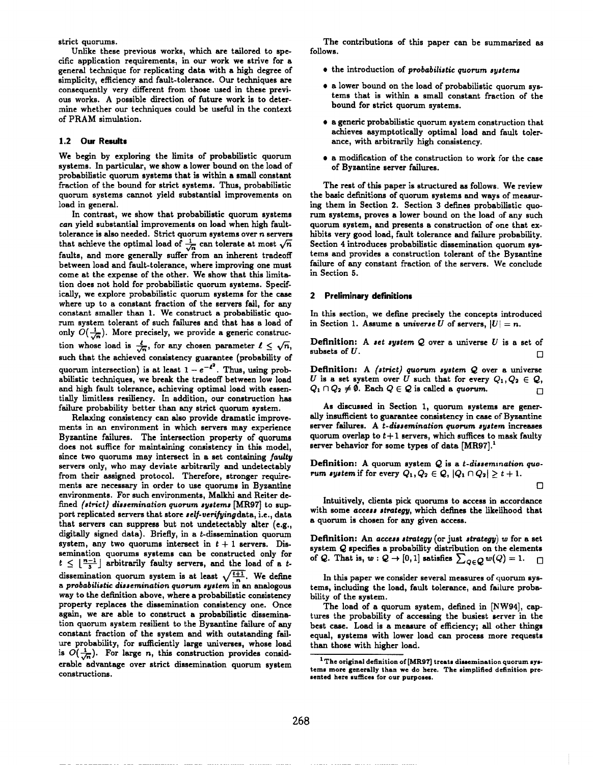strict quorums.

Unlike these previous works, which are tailored to specific application requirements, in our work we strive for a general technique for replicating data with a high degree of simplicity, efficiency and fault-tolerance. Our techniques are consequently very different from those used in these previous works. A possible direction of future work is to determine whether our techniques could be useful in the context of PRAM simulation.

### 1.2 Our Results

We begin by exploring the limits of probabilistic quorum systems. In particular, we show a lower bound on the load of probabilistic quorum systems that is within a small constant fraction of the bound for strict systems. Thus, probabilistic quorum systems cannot yield substantial improvements on load in general.

In contrast, we show that probabilistic quorum systems *can* yield substantial improvements on load when high fault-tolerance is also needed. Strict quorum systems over $n$ servers that achieve the optimal load of $\frac{1}{\sqrt{n}}$ can tolerate at most $\sqrt{n}$ faults, and more generally suffer from an inherent tradeoff between load and fault-tolerance, where improving one must come at the expense of the other. We show that this limitation does not hold for probabilistic quorum systems. Specifically, we explore probabilistic quorum systems for the case where up to a constant fraction of the servers fail, for any constant smaller than 1. We construct a probabilistic quorum system tolerant of such failures and that has a load of only $O(\frac{1}{\sqrt{n}})$. More precisely, we provide a generic construction whose load is $\frac{\ell}{\sqrt{n}}$, for any chosen parameter $\ell \leq \sqrt{n}$, such that the achieved consistency guarantee (probability of quorum intersection) is at least $1 - e^{-\ell^2}$. Thus, using probabilistic techniques, we break the tradeoff between low load and high fault tolerance, achieving optimal load with essentially limitless resiliency. In addition, our construction has failure probability better than any strict quorum system.

Relaxing consistency can also provide dramatic improvements in an environment in which servers may experience Byzantine failures. The intersection property of quorums does not suffice for maintaining consistency in this model, since two quorums may intersect in a set containing *faulty* servers only, who may deviate arbitrarily and undetectably from their assigned protocol. Therefore, stronger requirements are necessary in order to use quorums in Byzantine environments. For such environments, Malkhi and Reiter defined *(strict) dissemination quorum systems* [MR97] to support replicated servers that store *self-verifying* data, i.e., data that servers can suppress but not undetectably alter (e.g., digitally signed data). Briefly, in a $t$-dissemination quorum system, any two quorums intersect in $t+1$ servers. Dissemination quorums systems can be constructed only for $t \leq \lfloor \frac{n-1}{3} \rfloor$ arbitrarily faulty servers, and the load of a $t$-dissemination quorum system is at least $\sqrt{\frac{t+1}{n}}$. We define a *probabilistic dissemination quorum system* in an analogous way to the definition above, where a probabilistic consistency property replaces the dissemination consistency one. Once again, we are able to construct a probabilistic dissemination quorum system resilient to the Byzantine failure of any constant fraction of the system and with outstanding failure probability, for sufficiently large universes, whose load is $O(\frac{1}{\sqrt{n}})$. For large $n$, this construction provides considerable advantage over strict dissemination quorum system constructions.

The contributions of this paper can be summarized as follows.

- the introduction of *probabilistic quorum systems*
- a lower bound on the load of probabilistic quorum systems that is within a small constant fraction of the bound for strict quorum systems.
- a generic probabilistic quorum system construction that achieves asymptotically optimal load and fault tolerance, with arbitrarily high consistency.
- a modification of the construction to work for the case of Byzantine server failures.

The rest of this paper is structured as follows. We review the basic definitions of quorum systems and ways of measuring them in Section 2. Section 3 defines probabilistic quorum systems, proves a lower bound on the load of any such quorum system, and presents a construction of one that exhibits very good load, fault tolerance and failure probability. Section 4 introduces probabilistic dissemination quorum systems and provides a construction tolerant of the Byzantine failure of any constant fraction of the servers. We conclude in Section 5.

## 2 Preliminary definitions

In this section, we define precisely the concepts introduced in Section 1. Assume a *universe* $U$ of servers, $|U| = n$.

**Definition:** A *set system* $\mathcal{Q}$ over a universe $U$ is a set of subsets of $U$. □

**Definition:** A *(strict) quorum system* $\mathcal{Q}$ over a universe $U$ is a set system over $U$ such that for every $Q_1, Q_2 \in \mathcal{Q}$, $Q_1 \cap Q_2 \neq \emptyset$. Each $Q \in \mathcal{Q}$ is called a *quorum*. □

As discussed in Section 1, quorum systems are generally insufficient to guarantee consistency in case of Byzantine server failures. A *t-dissemination quorum system* increases quorum overlap to $t+1$ servers, which suffices to mask faulty server behavior for some types of data [MR97].[1]

**Definition:** A quorum system $\mathcal{Q}$ is a *t-dissemination quorum system* if for every $Q_1, Q_2 \in \mathcal{Q}$, $|Q_1 \cap Q_2| \geq t+1$. □

Intuitively, clients pick quorums to access in accordance with some *access strategy*, which defines the likelihood that a quorum is chosen for any given access.

**Definition:** An *access strategy* (or just *strategy*) $w$ for a set system $\mathcal{Q}$ specifies a probability distribution on the elements of $\mathcal{Q}$. That is, $w : \mathcal{Q} \to [0,1]$ satisfies $\sum_{Q \in \mathcal{Q}} w(Q) = 1$. □

In this paper we consider several measures of quorum systems, including the load, fault tolerance, and failure probability of the system.

The load of a quorum system, defined in [NW94], captures the probability of accessing the busiest server in the best case. Load is a measure of efficiency; all other things equal, systems with lower load can process more requests than those with higher load.

[1] The original definition of [MR97] treats dissemination quorum systems more generally than we do here. The simplified definition presented here suffices for our purposes.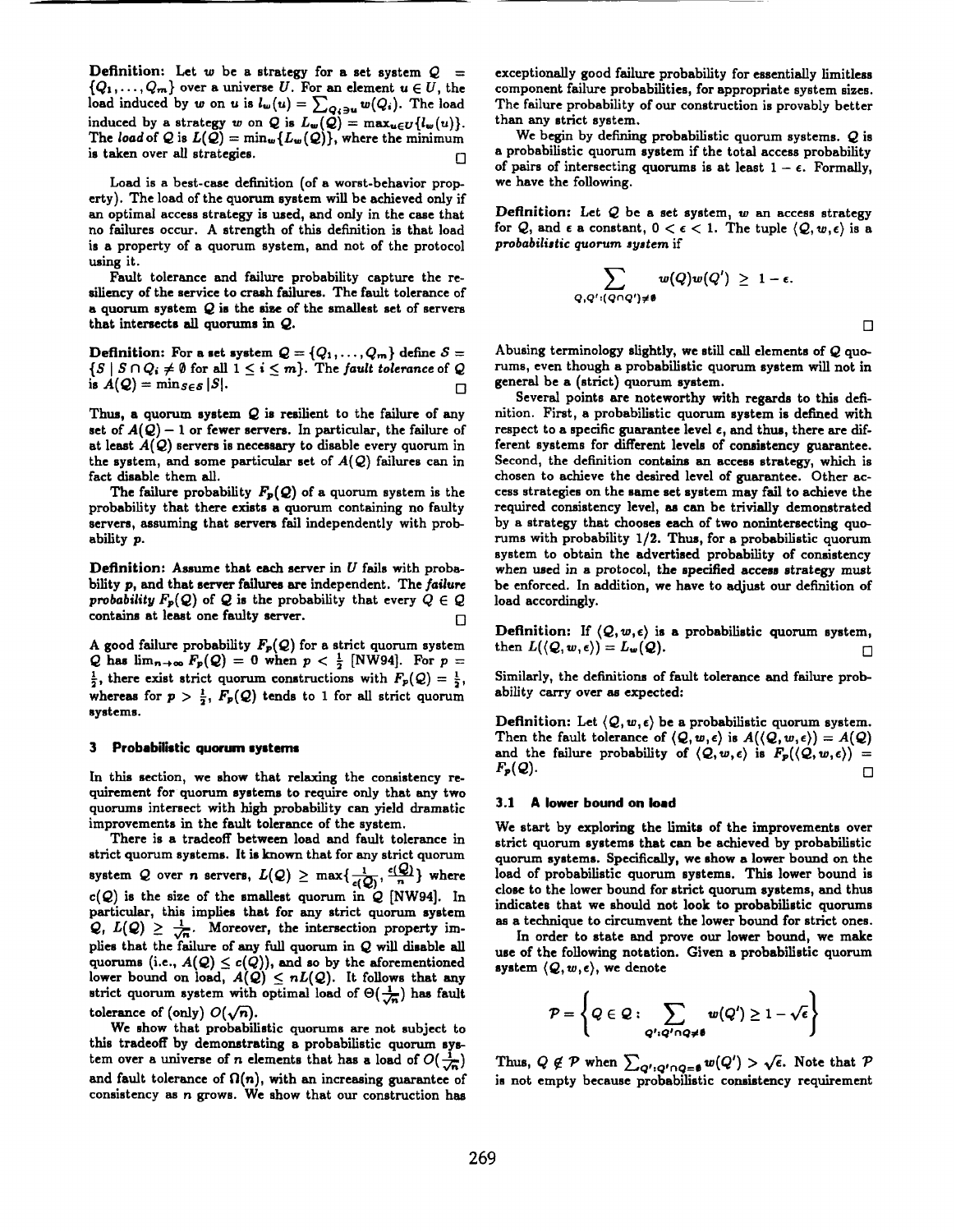**Definition:** Let $w$ be a strategy for a set system $\mathcal{Q} = \{Q_1, \ldots, Q_m\}$ over a universe $U$. For an element $u \in U$, the load induced by $w$ on $u$ is $l_w(u) = \sum_{Q_i \ni u} w(Q_i)$. The load induced by a strategy $w$ on $\mathcal{Q}$ is $L_w(\mathcal{Q}) = \max_{u \in U}\{l_w(u)\}$. The *load* of $\mathcal{Q}$ is $L(\mathcal{Q}) = \min_w\{L_w(\mathcal{Q})\}$, where the minimum is taken over all strategies. □

Load is a best-case definition (of a worst-behavior property). The load of the quorum system will be achieved only if an optimal access strategy is used, and only in the case that no failures occur. A strength of this definition is that load is a property of a quorum system, and not of the protocol using it.

Fault tolerance and failure probability capture the resiliency of the service to crash failures. The fault tolerance of a quorum system $\mathcal{Q}$ is the size of the smallest set of servers that intersects all quorums in $\mathcal{Q}$.

**Definition:** For a set system $\mathcal{Q} = \{Q_1, \ldots, Q_m\}$ define $\mathcal{S} = \{S \mid S \cap Q_i \neq \emptyset \text{ for all } 1 \leq i \leq m\}$. The *fault tolerance* of $\mathcal{Q}$ is $A(\mathcal{Q}) = \min_{S \in \mathcal{S}} |S|$. □

Thus, a quorum system $\mathcal{Q}$ is resilient to the failure of any set of $A(\mathcal{Q}) - 1$ or fewer servers. In particular, the failure of at least $A(\mathcal{Q})$ servers is necessary to disable every quorum in the system, and some particular set of $A(\mathcal{Q})$ failures can in fact disable them all.

The failure probability $F_p(\mathcal{Q})$ of a quorum system is the probability that there exists a quorum containing no faulty servers, assuming that servers fail independently with probability $p$.

**Definition:** Assume that each server in $U$ fails with probability $p$, and that server failures are independent. The *failure probability* $F_p(\mathcal{Q})$ of $\mathcal{Q}$ is the probability that every $Q \in \mathcal{Q}$ contains at least one faulty server. □

A good failure probability $F_p(\mathcal{Q})$ for a strict quorum system $\mathcal{Q}$ has $\lim_{n \to \infty} F_p(\mathcal{Q}) = 0$ when $p < \frac{1}{2}$ [NW94]. For $p = \frac{1}{2}$, there exist strict quorum constructions with $F_p(\mathcal{Q}) = \frac{1}{2}$, whereas for $p > \frac{1}{2}$, $F_p(\mathcal{Q})$ tends to 1 for all strict quorum systems.

## 3 Probabilistic quorum systems

In this section, we show that relaxing the consistency requirement for quorum systems to require only that any two quorums intersect with high probability can yield dramatic improvements in the fault tolerance of the system.

There is a tradeoff between load and fault tolerance in strict quorum systems. It is known that for any strict quorum system $\mathcal{Q}$ over $n$ servers, $L(\mathcal{Q}) \geq \max\{\frac{1}{c(\mathcal{Q})}, \frac{c(\mathcal{Q})}{n}\}$ where $c(\mathcal{Q})$ is the size of the smallest quorum in $\mathcal{Q}$ [NW94]. In particular, this implies that for any strict quorum system $\mathcal{Q}$, $L(\mathcal{Q}) \geq \frac{1}{\sqrt{n}}$. Moreover, the intersection property implies that the failure of any full quorum in $\mathcal{Q}$ will disable all quorums (i.e., $A(\mathcal{Q}) \leq c(\mathcal{Q})$), and so by the aforementioned lower bound on load, $A(\mathcal{Q}) \leq nL(\mathcal{Q})$. It follows that any strict quorum system with optimal load of $\Theta(\frac{1}{\sqrt{n}})$ has fault tolerance of (only) $O(\sqrt{n})$.

We show that probabilistic quorums are not subject to this tradeoff by demonstrating a probabilistic quorum system over a universe of $n$ elements that has a load of $O(\frac{1}{\sqrt{n}})$ and fault tolerance of $\Omega(n)$, with an increasing guarantee of consistency as $n$ grows. We show that our construction has exceptionally good failure probability for essentially limitless component failure probabilities, for appropriate system sizes. The failure probability of our construction is provably better than any strict system.

We begin by defining probabilistic quorum systems. $\mathcal{Q}$ is a probabilistic quorum system if the total access probability of pairs of intersecting quorums is at least $1 - \epsilon$. Formally, we have the following.

**Definition:** Let $\mathcal{Q}$ be a set system, $w$ an access strategy for $\mathcal{Q}$, and $\epsilon$ a constant, $0 < \epsilon < 1$. The tuple $\langle \mathcal{Q}, w, \epsilon \rangle$ is a *probabilistic quorum system* if

$$\sum_{Q, Q' : (Q \cap Q') \neq \emptyset} w(Q)w(Q') \geq 1 - \epsilon.$$

□

Abusing terminology slightly, we still call elements of $\mathcal{Q}$ quorums, even though a probabilistic quorum system will not in general be a (strict) quorum system.

Several points are noteworthy with regards to this definition. First, a probabilistic quorum system is defined with respect to a specific guarantee level $\epsilon$, and thus, there are different systems for different levels of consistency guarantee. Second, the definition contains an access strategy, which is chosen to achieve the desired level of guarantee. Other access strategies on the same set system may fail to achieve the required consistency level, as can be trivially demonstrated by a strategy that chooses each of two nonintersecting quorums with probability 1/2. Thus, for a probabilistic quorum system to obtain the advertised probability of consistency when used in a protocol, the specified access strategy must be enforced. In addition, we have to adjust our definition of load accordingly.

**Definition:** If $\langle \mathcal{Q}, w, \epsilon \rangle$ is a probabilistic quorum system, then $L(\langle \mathcal{Q}, w, \epsilon \rangle) = L_w(\mathcal{Q})$. □

Similarly, the definitions of fault tolerance and failure probability carry over as expected:

**Definition:** Let $\langle \mathcal{Q}, w, \epsilon \rangle$ be a probabilistic quorum system. Then the fault tolerance of $\langle \mathcal{Q}, w, \epsilon \rangle$ is $A(\langle \mathcal{Q}, w, \epsilon \rangle) = A(\mathcal{Q})$ and the failure probability of $\langle \mathcal{Q}, w, \epsilon \rangle$ is $F_p(\langle \mathcal{Q}, w, \epsilon \rangle) = F_p(\mathcal{Q})$. □

### 3.1 A lower bound on load

We start by exploring the limits of the improvements over strict quorum systems that can be achieved by probabilistic quorum systems. Specifically, we show a lower bound on the load of probabilistic quorum systems. This lower bound is close to the lower bound for strict quorum systems, and thus indicates that we should not look to probabilistic quorums as a technique to circumvent the lower bound for strict ones.

In order to state and prove our lower bound, we make use of the following notation. Given a probabilistic quorum system $\langle \mathcal{Q}, w, \epsilon \rangle$, we denote

$$\mathcal{P} = \left\{ Q \in \mathcal{Q} : \sum_{Q' : Q' \cap Q \neq \emptyset} w(Q') \geq 1 - \sqrt{\epsilon} \right\}$$

Thus, $Q \notin \mathcal{P}$ when $\sum_{Q' : Q' \cap Q = \emptyset} w(Q') > \sqrt{\epsilon}$. Note that $\mathcal{P}$ is not empty because probabilistic consistency requirement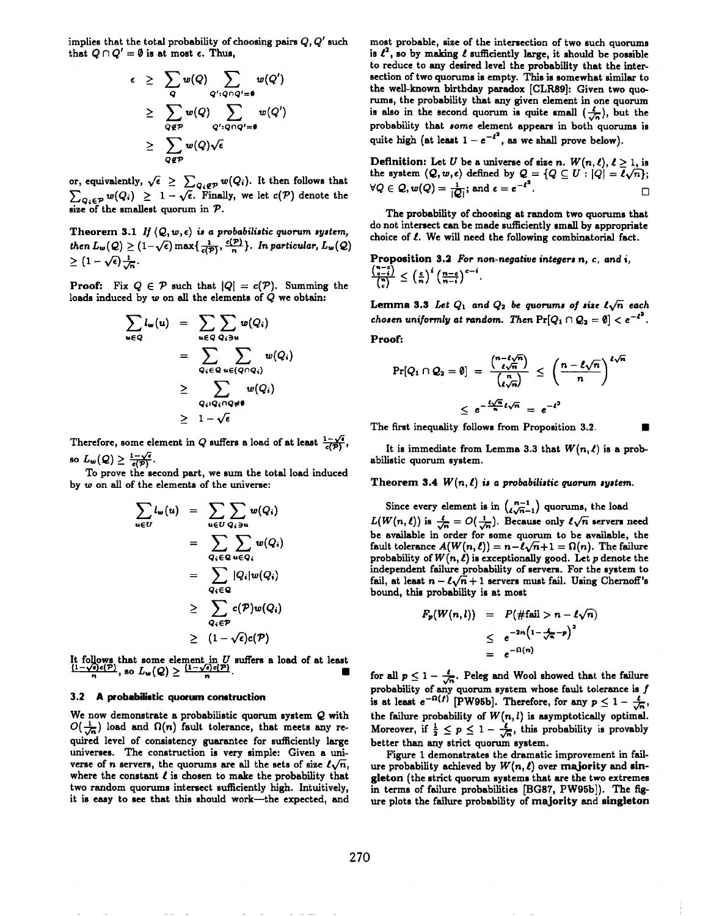implies that the total probability of choosing pairs $Q, Q'$ such that $Q \cap Q' = \emptyset$ is at most $\epsilon$. Thus,

$$
\begin{aligned}
\epsilon &\geq \sum_{Q} w(Q) \sum_{Q' : Q \cap Q' = \emptyset} w(Q') \\
&\geq \sum_{Q \notin \mathcal{P}} w(Q) \sum_{Q' : Q \cap Q' = \emptyset} w(Q') \\
&\geq \sum_{Q \notin \mathcal{P}} w(Q) \sqrt{\epsilon}
\end{aligned}
$$

or, equivalently, $\sqrt{\epsilon} \geq \sum_{Q_i \notin \mathcal{P}} w(Q_i)$. It then follows that $\sum_{Q_i \in \mathcal{P}} w(Q_i) \geq 1 - \sqrt{\epsilon}$. Finally, we let $c(\mathcal{P})$ denote the size of the smallest quorum in $\mathcal{P}$.

**Theorem 3.1** *If $\langle \mathcal{Q}, w, \epsilon \rangle$ is a probabilistic quorum system, then $L_w(\mathcal{Q}) \geq (1-\sqrt{\epsilon}) \max\{\frac{1}{c(\mathcal{P})}, \frac{c(\mathcal{P})}{n}\}$. In particular, $L_w(\mathcal{Q}) \geq (1-\sqrt{\epsilon})\frac{1}{\sqrt{n}}$.*

**Proof:** Fix $Q \in \mathcal{P}$ such that $|Q| = c(\mathcal{P})$. Summing the loads induced by $w$ on all the elements of $Q$ we obtain:

$$
\begin{aligned}
\sum_{u \in Q} l_w(u) &= \sum_{u \in Q} \sum_{Q_i \ni u} w(Q_i) \\
&= \sum_{Q_i \in \mathcal{Q}} \sum_{u \in (Q \cap Q_i)} w(Q_i) \\
&\geq \sum_{Q_i : Q_i \cap Q \neq \emptyset} w(Q_i) \\
&\geq 1 - \sqrt{\epsilon}
\end{aligned}
$$

Therefore, some element in $Q$ suffers a load of at least $\frac{1-\sqrt{\epsilon}}{c(\mathcal{P})}$, so $L_w(\mathcal{Q}) \geq \frac{1-\sqrt{\epsilon}}{c(\mathcal{P})}$.

To prove the second part, we sum the total load induced by $w$ on all of the elements of the universe:

$$
\begin{aligned}
\sum_{u \in U} l_w(u) &= \sum_{u \in U} \sum_{Q_i \ni u} w(Q_i) \\
&= \sum_{Q_i \in \mathcal{Q}} \sum_{u \in Q_i} w(Q_i) \\
&= \sum_{Q_i \in \mathcal{Q}} |Q_i| w(Q_i) \\
&\geq \sum_{Q_i \in \mathcal{P}} c(\mathcal{P}) w(Q_i) \\
&\geq (1 - \sqrt{\epsilon}) c(\mathcal{P})
\end{aligned}
$$

It follows that some element in $U$ suffers a load of at least $\frac{(1-\sqrt{\epsilon})c(\mathcal{P})}{n}$, so $L_w(\mathcal{Q}) \geq \frac{(1-\sqrt{\epsilon})c(\mathcal{P})}{n}$. ∎

### 3.2 A probabilistic quorum construction

We now demonstrate a probabilistic quorum system $\mathcal{Q}$ with $O(\frac{1}{\sqrt{n}})$ load and $\Omega(n)$ fault tolerance, that meets any required level of consistency guarantee for sufficiently large universes. The construction is very simple: Given a universe of $n$ servers, the quorums are all the sets of size $\ell\sqrt{n}$, where the constant $\ell$ is chosen to make the probability that two random quorums intersect sufficiently high. Intuitively, it is easy to see that this should work—the expected, and most probable, size of the intersection of two such quorums is $\ell^2$, so by making $\ell$ sufficiently large, it should be possible to reduce to any desired level the probability that the intersection of two quorums is empty. This is somewhat similar to the well-known birthday paradox [CLR89]: Given two quorums, the probability that any given element in one quorum is also in the second quorum is quite small ($\frac{\ell}{\sqrt{n}}$), but the probability that *some* element appears in both quorums is quite high (at least $1 - e^{-\ell^2}$, as we shall prove below).

**Definition:** Let $U$ be a universe of size $n$. $W(n, \ell)$, $\ell \geq 1$, is the system $\langle \mathcal{Q}, w, \epsilon \rangle$ defined by $\mathcal{Q} = \{Q \subseteq U : |Q| = \ell\sqrt{n}\}$; $\forall Q \in \mathcal{Q}, w(Q) = \frac{1}{|\mathcal{Q}|}$; and $\epsilon = e^{-\ell^2}$. □

The probability of choosing at random two quorums that do not intersect can be made sufficiently small by appropriate choice of $\ell$. We will need the following combinatorial fact.

**Proposition 3.2** *For non-negative integers $n$, $c$, and $i$, $\frac{\binom{n-i}{c-i}}{\binom{n}{c}} \leq \left(\frac{c}{n}\right)^i \left(\frac{n-c}{n-i}\right)^{c-i}$.*

**Lemma 3.3** *Let $Q_1$ and $Q_2$ be quorums of size $\ell\sqrt{n}$ each chosen uniformly at random. Then $\Pr[Q_1 \cap Q_2 = \emptyset] < e^{-\ell^2}$.*

**Proof:**

$$
\begin{aligned}
\Pr[Q_1 \cap Q_2 = \emptyset] &= \frac{\binom{n-\ell\sqrt{n}}{\ell\sqrt{n}}}{\binom{n}{\ell\sqrt{n}}} \leq \left(\frac{n - \ell\sqrt{n}}{n}\right)^{\ell\sqrt{n}} \\
&\leq e^{-\frac{\ell\sqrt{n}}{n}\ell\sqrt{n}} = e^{-\ell^2}
\end{aligned}
$$

The first inequality follows from Proposition 3.2. ∎

It is immediate from Lemma 3.3 that $W(n, \ell)$ is a probabilistic quorum system.

**Theorem 3.4** *$W(n, \ell)$ is a probabilistic quorum system.*

Since every element is in $\binom{n-1}{\ell\sqrt{n}-1}$ quorums, the load $L(W(n,\ell))$ is $\frac{\ell}{\sqrt{n}} = O(\frac{1}{\sqrt{n}})$. Because only $\ell\sqrt{n}$ servers need be available in order for some quorum to be available, the fault tolerance $A(W(n,\ell)) = n - \ell\sqrt{n} + 1 = \Omega(n)$. The failure probability of $W(n,\ell)$ is exceptionally good. Let $p$ denote the independent failure probability of servers. For the system to fail, at least $n - \ell\sqrt{n} + 1$ servers must fail. Using Chernoff's bound, this probability is at most

$$
\begin{aligned}
F_p(W(n,l)) &= P(\#\text{fail} > n - \ell\sqrt{n}) \\
&\leq e^{-2n\left(1 - \frac{\ell}{\sqrt{n}} - p\right)^2} \\
&= e^{-\Omega(n)}
\end{aligned}
$$

for all $p \leq 1 - \frac{\ell}{\sqrt{n}}$. Peleg and Wool showed that the failure probability of any quorum system whose fault tolerance is $f$ is at least $e^{-\Omega(f)}$ [PW95b]. Therefore, for any $p \leq 1 - \frac{\ell}{\sqrt{n}}$, the failure probability of $W(n,l)$ is asymptotically optimal. Moreover, if $\frac{1}{2} \leq p \leq 1 - \frac{\ell}{\sqrt{n}}$, this probability is provably better than any strict quorum system.

Figure 1 demonstrates the dramatic improvement in failure probability achieved by $W(n,\ell)$ over **majority** and **singleton** (the strict quorum systems that are the two extremes in terms of failure probabilities [BG87, PW95b]). The figure plots the failure probability of **majority** and **singleton**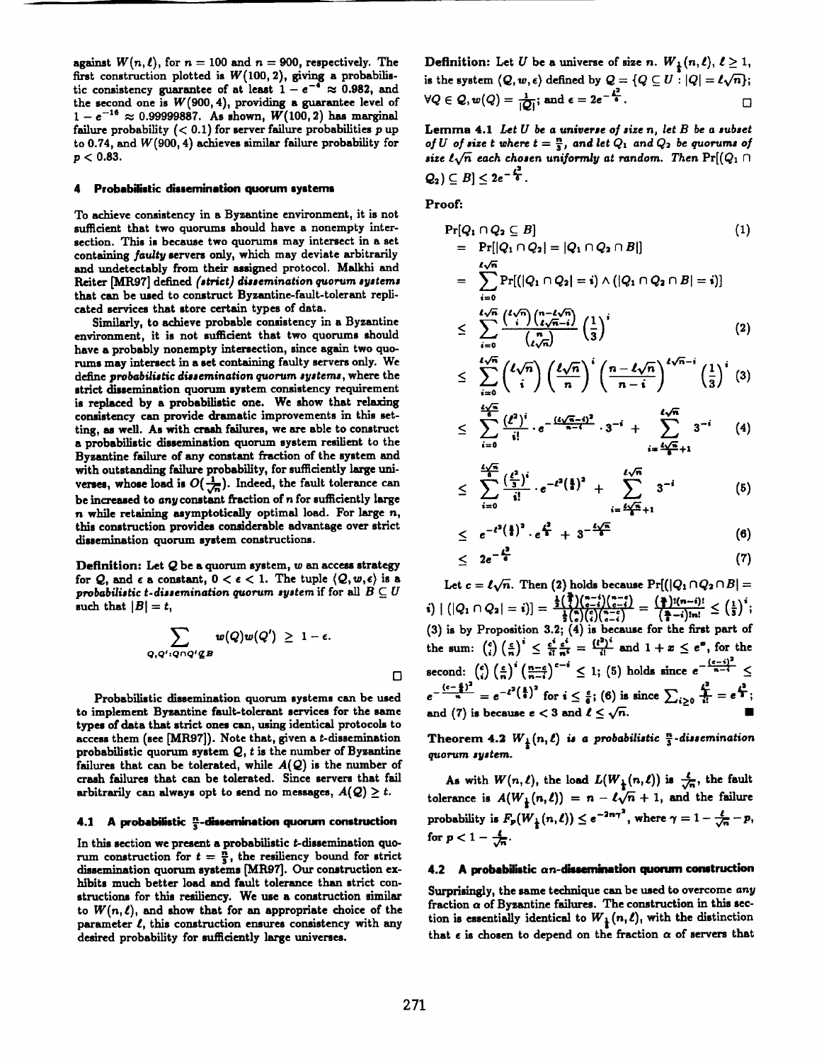against $W(n,\ell)$, for $n = 100$ and $n = 900$, respectively. The first construction plotted is $W(100,2)$, giving a probabilistic consistency guarantee of at least $1 - e^{-4} \approx 0.982$, and the second one is $W(900,4)$, providing a guarantee level of $1 - e^{-16} \approx 0.99999887$. As shown, $W(100,2)$ has marginal failure probability ($< 0.1$) for server failure probabilities $p$ up to 0.74, and $W(900,4)$ achieves similar failure probability for $p < 0.83$.

## 4 Probabilistic dissemination quorum systems

To achieve consistency in a Byzantine environment, it is not sufficient that two quorums should have a nonempty intersection. This is because two quorums may intersect in a set containing *faulty* servers only, which may deviate arbitrarily and undetectably from their assigned protocol. Malkhi and Reiter [MR97] defined *(strict) dissemination quorum systems* that can be used to construct Byzantine-fault-tolerant replicated services that store certain types of data.

Similarly, to achieve probable consistency in a Byzantine environment, it is not sufficient that two quorums should have a probably nonempty intersection, since again two quorums may intersect in a set containing faulty servers only. We define *probabilistic dissemination quorum systems*, where the strict dissemination quorum system consistency requirement is replaced by a probabilistic one. We show that relaxing consistency can provide dramatic improvements in this setting, as well. As with crash failures, we are able to construct a probabilistic dissemination quorum system resilient to the Byzantine failure of any constant fraction of the system and with outstanding failure probability, for sufficiently large universes, whose load is $O(\frac{1}{\sqrt{n}})$. Indeed, the fault tolerance can be increased to *any* constant fraction of $n$ for sufficiently large $n$ while retaining asymptotically optimal load. For large $n$, this construction provides considerable advantage over strict dissemination quorum system constructions.

**Definition:** Let $\mathcal{Q}$ be a quorum system, $w$ an access strategy for $\mathcal{Q}$, and $\epsilon$ a constant, $0 < \epsilon < 1$. The tuple $\langle \mathcal{Q}, w, \epsilon\rangle$ is a *probabilistic t-dissemination quorum system* if for all $B \subseteq U$ such that $|B| = t$,

$$\sum_{Q,Q':Q\cap Q' \not\subseteq B} w(Q)w(Q') \geq 1 - \epsilon.$$

□

Probabilistic dissemination quorum systems can be used to implement Byzantine fault-tolerant services for the same types of data that strict ones can, using identical protocols to access them (see [MR97]). Note that, given a $t$-dissemination probabilistic quorum system $\mathcal{Q}$, $t$ is the number of Byzantine failures that can be tolerated, while $A(\mathcal{Q})$ is the number of crash failures that can be tolerated. Since servers that fail arbitrarily can always opt to send no messages, $A(\mathcal{Q}) \geq t$.

### 4.1 A probabilistic $\frac{n}{3}$-dissemination quorum construction

In this section we present a probabilistic $t$-dissemination quorum construction for $t = \frac{n}{3}$, the resiliency bound for strict dissemination quorum systems [MR97]. Our construction exhibits much better load and fault tolerance than strict constructions for this resiliency. We use a construction similar to $W(n,\ell)$, and show that for an appropriate choice of the parameter $\ell$, this construction ensures consistency with any desired probability for sufficiently large universes.

**Definition:** Let $U$ be a universe of size $n$. $W_{\frac{1}{3}}(n,\ell)$, $\ell \geq 1$, is the system $\langle \mathcal{Q}, w, \epsilon\rangle$ defined by $\mathcal{Q} = \{Q \subseteq U : |Q| = \ell\sqrt{n}\}$; $\forall Q \in \mathcal{Q}, w(Q) = \frac{1}{|\mathcal{Q}|}$; and $\epsilon = 2e^{-\frac{\ell^2}{6}}$. □

**Lemma 4.1** *Let $U$ be a universe of size $n$, let $B$ be a subset of $U$ of size $t$ where $t = \frac{n}{3}$, and let $Q_1$ and $Q_2$ be quorums of size $\ell\sqrt{n}$ each chosen uniformly at random. Then $\Pr[(Q_1 \cap Q_2) \subseteq B] \leq 2e^{-\frac{\ell^2}{6}}$.*

**Proof:**

$$
\begin{aligned}
& \Pr[Q_1 \cap Q_2 \subseteq B] & (1)\\
&= \Pr[|Q_1 \cap Q_2| = |Q_1 \cap Q_2 \cap B|] \\
&= \sum_{i=0}^{\ell\sqrt{n}} \Pr[(|Q_1 \cap Q_2| = i) \wedge (|Q_1 \cap Q_2 \cap B| = i)] \\
&\leq \sum_{i=0}^{\ell\sqrt{n}} \frac{\binom{\ell\sqrt{n}}{i}\binom{n-\ell\sqrt{n}}{\ell\sqrt{n}-i}}{\binom{n}{\ell\sqrt{n}}} \left(\frac{1}{3}\right)^i & (2)\\
&\leq \sum_{i=0}^{\ell\sqrt{n}} \binom{\ell\sqrt{n}}{i}\left(\frac{\ell\sqrt{n}}{n}\right)^i \left(\frac{n-\ell\sqrt{n}}{n-i}\right)^{\ell\sqrt{n}-i}\left(\frac{1}{3}\right)^i & (3)\\
&\leq \sum_{i=0}^{\frac{\ell\sqrt{n}}{6}} \frac{(\ell^2)^i}{i!}\cdot e^{-\frac{(\ell\sqrt{n}-i)^2}{n-i}} \cdot 3^{-i} + \sum_{i=\frac{\ell\sqrt{n}}{6}+1}^{\ell\sqrt{n}} 3^{-i} & (4)\\
&\leq \sum_{i=0}^{\frac{\ell\sqrt{n}}{6}} \frac{(\frac{\ell^2}{3})^i}{i!}\cdot e^{-\ell^2(\frac{5}{6})^2} + \sum_{i=\frac{\ell\sqrt{n}}{6}+1}^{\ell\sqrt{n}} 3^{-i} & (5)\\
&\leq e^{-\ell^2(\frac{5}{6})^2}\cdot e^{\frac{\ell^2}{3}} + 3^{-\frac{\ell\sqrt{n}}{6}} & (6)\\
&\leq 2e^{-\frac{\ell^2}{6}} & (7)
\end{aligned}
$$

Let $c = \ell\sqrt{n}$. Then (2) holds because $\Pr[(|Q_1 \cap Q_2 \cap B| = i) \mid (|Q_1 \cap Q_2| = i)] = \frac{\frac{1}{3}\binom{\frac{n}{3}}{c-i}\binom{n-c}{c-i}}{\frac{1}{3}\binom{n}{c}\binom{c}{i}\binom{n-c}{c-i}} = \frac{(\frac{n}{3})!(n-i)!}{(\frac{n}{3}-i)!n!} \leq (\frac{1}{3})^i$; (3) is by Proposition 3.2; (4) is because for the first part of the sum: $\binom{c}{i}\left(\frac{c}{n}\right)^i \leq \frac{c^i}{i!}\frac{c^i}{n^i} = \frac{(\ell^2)^i}{i!}$ and $1 + x \leq e^x$, for the second: $\binom{c}{i}\left(\frac{c}{n}\right)^i\left(\frac{n-c}{n-i}\right)^{c-i} \leq 1$; (5) holds since $e^{-\frac{(c-i)^2}{n-i}} \leq e^{-\frac{(c-\frac{c}{6})^2}{n}} = e^{-\ell^2(\frac{5}{6})^2}$ for $i \leq \frac{c}{6}$; (6) is since $\sum_{i\geq 0}\frac{\frac{\ell^2}{3}}{i!} = e^{\frac{\ell^2}{3}}$; and (7) is because $e < 3$ and $\ell \leq \sqrt{n}$. ■

**Theorem 4.2** *$W_{\frac{1}{3}}(n,\ell)$ is a probabilistic $\frac{n}{3}$-dissemination quorum system.*

As with $W(n,\ell)$, the load $L(W_{\frac{1}{3}}(n,\ell))$ is $\frac{\ell}{\sqrt{n}}$, the fault tolerance is $A(W_{\frac{1}{3}}(n,\ell)) = n - \ell\sqrt{n} + 1$, and the failure probability is $F_p(W_{\frac{1}{3}}(n,\ell)) \leq e^{-2n\gamma^2}$, where $\gamma = 1 - \frac{\ell}{\sqrt{n}} - p$, for $p < 1 - \frac{\ell}{\sqrt{n}}$.

### 4.2 A probabilistic $\alpha n$-dissemination quorum construction

Surprisingly, the same technique can be used to overcome *any* fraction $\alpha$ of Byzantine failures. The construction in this section is essentially identical to $W_{\frac{1}{3}}(n,\ell)$, with the distinction that $\epsilon$ is chosen to depend on the fraction $\alpha$ of servers that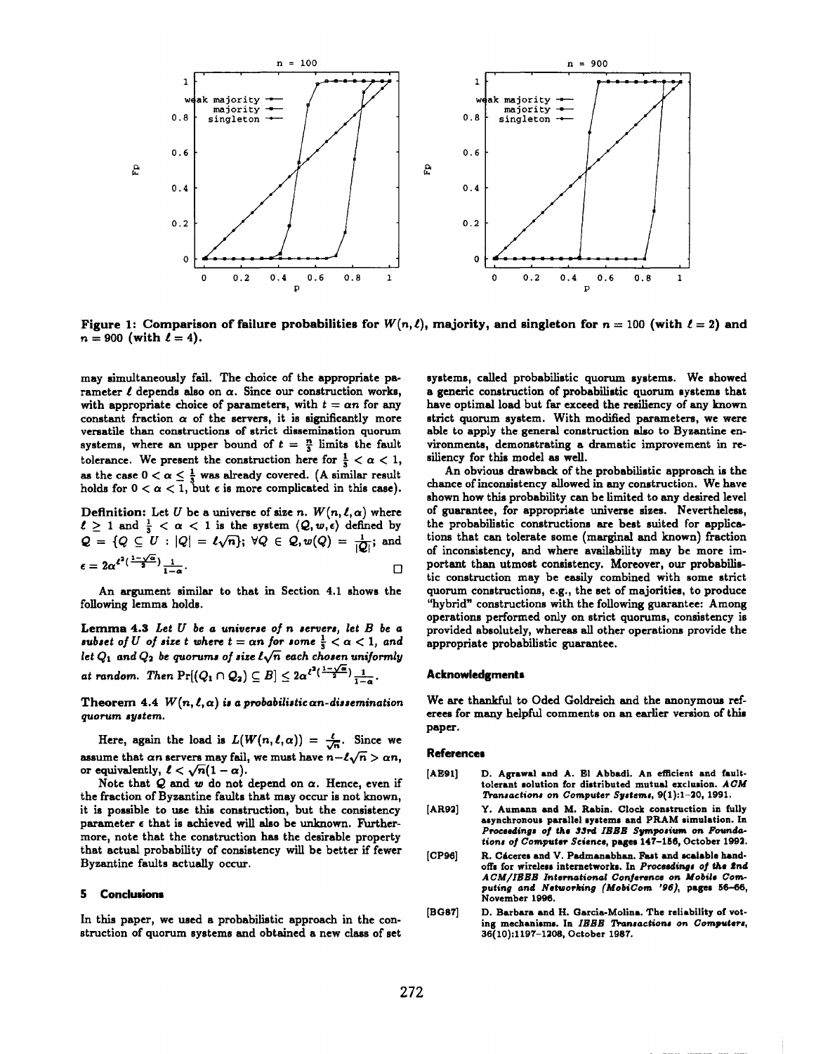**Figure 1: Comparison of failure probabilities for $W(n, \ell)$, majority, and singleton for $n = 100$ (with $\ell = 2$) and $n = 900$ (with $\ell = 4$).**

may simultaneously fail. The choice of the appropriate parameter $\ell$ depends also on $\alpha$. Since our construction works, with appropriate choice of parameters, with $t = \alpha n$ for any constant fraction $\alpha$ of the servers, it is significantly more versatile than constructions of strict dissemination quorum systems, where an upper bound of $t = \frac{n}{3}$ limits the fault tolerance. We present the construction here for $\frac{1}{3} < \alpha < 1$, as the case $0 < \alpha \leq \frac{1}{3}$ was already covered. (A similar result holds for $0 < \alpha < 1$, but $\epsilon$ is more complicated in this case).

**Definition:** Let $U$ be a universe of size $n$. $W(n, \ell, \alpha)$ where $\ell \geq 1$ and $\frac{1}{3} < \alpha < 1$ is the system $\langle \mathcal{Q}, w, \epsilon \rangle$ defined by $\mathcal{Q} = \{Q \subseteq U : |Q| = \ell\sqrt{n}\}$; $\forall Q \in \mathcal{Q}, w(Q) = \frac{1}{|\mathcal{Q}|}$; and $\epsilon = 2\alpha^{\ell^2(\frac{1-\sqrt{\alpha}}{2})} \frac{1}{1-\alpha}$. □

An argument similar to that in Section 4.1 shows the following lemma holds.

**Lemma 4.3** *Let $U$ be a universe of $n$ servers, let $B$ be a subset of $U$ of size $t$ where $t = \alpha n$ for some $\frac{1}{3} < \alpha < 1$, and let $Q_1$ and $Q_2$ be quorums of size $\ell\sqrt{n}$ each chosen uniformly at random. Then $\Pr[(Q_1 \cap Q_2) \subseteq B] \leq 2\alpha^{\ell^2(\frac{1-\sqrt{\alpha}}{2})} \frac{1}{1-\alpha}$.*

**Theorem 4.4** *$W(n, \ell, \alpha)$ is a probabilistic $\alpha n$-dissemination quorum system.*

Here, again the load is $L(W(n, \ell, \alpha)) = \frac{\ell}{\sqrt{n}}$. Since we assume that $\alpha n$ servers may fail, we must have $n - \ell\sqrt{n} > \alpha n$, or equivalently, $\ell < \sqrt{n}(1 - \alpha)$.

Note that $\mathcal{Q}$ and $w$ do not depend on $\alpha$. Hence, even if the fraction of Byzantine faults that may occur is not known, it is possible to use this construction, but the consistency parameter $\epsilon$ that is achieved will also be unknown. Furthermore, note that the construction has the desirable property that actual probability of consistency will be better if fewer Byzantine faults actually occur.

## 5 Conclusions

In this paper, we used a probabilistic approach in the construction of quorum systems and obtained a new class of set systems, called probabilistic quorum systems. We showed a generic construction of probabilistic quorum systems that have optimal load but far exceed the resiliency of any known strict quorum system. With modified parameters, we were able to apply the general construction also to Byzantine environments, demonstrating a dramatic improvement in resiliency for this model as well.

An obvious drawback of the probabilistic approach is the chance of inconsistency allowed in any construction. We have shown how this probability can be limited to any desired level of guarantee, for appropriate universe sizes. Nevertheless, the probabilistic constructions are best suited for applications that can tolerate some (marginal and known) fraction of inconsistency, and where availability may be more important than utmost consistency. Moreover, our probabilistic construction may be easily combined with some strict quorum constructions, e.g., the set of majorities, to produce "hybrid" constructions with the following guarantee: Among operations performed only on strict quorums, consistency is provided absolutely, whereas all other operations provide the appropriate probabilistic guarantee.

## Acknowledgments

We are thankful to Oded Goldreich and the anonymous referees for many helpful comments on an earlier version of this paper.

## References

[AE91] D. Agrawal and A. El Abbadi. An efficient and fault-tolerant solution for distributed mutual exclusion. *ACM Transactions on Computer Systems*, 9(1):1–20, 1991.

[AR92] Y. Aumann and M. Rabin. Clock construction in fully asynchronous parallel systems and PRAM simulation. In *Proceedings of the 33rd IEEE Symposium on Foundations of Computer Science*, pages 147–156, October 1992.

[CP96] R. Cáceres and V. Padmanabhan. Fast and scalable handoffs for wireless internetworks. In *Proceedings of the 2nd ACM/IEEE International Conference on Mobile Computing and Networking (MobiCom '96)*, pages 56–66, November 1996.

[BG87] D. Barbara and H. Garcia-Molina. The reliability of voting mechanisms. In *IEEE Transactions on Computers*, 36(10):1197–1208, October 1987.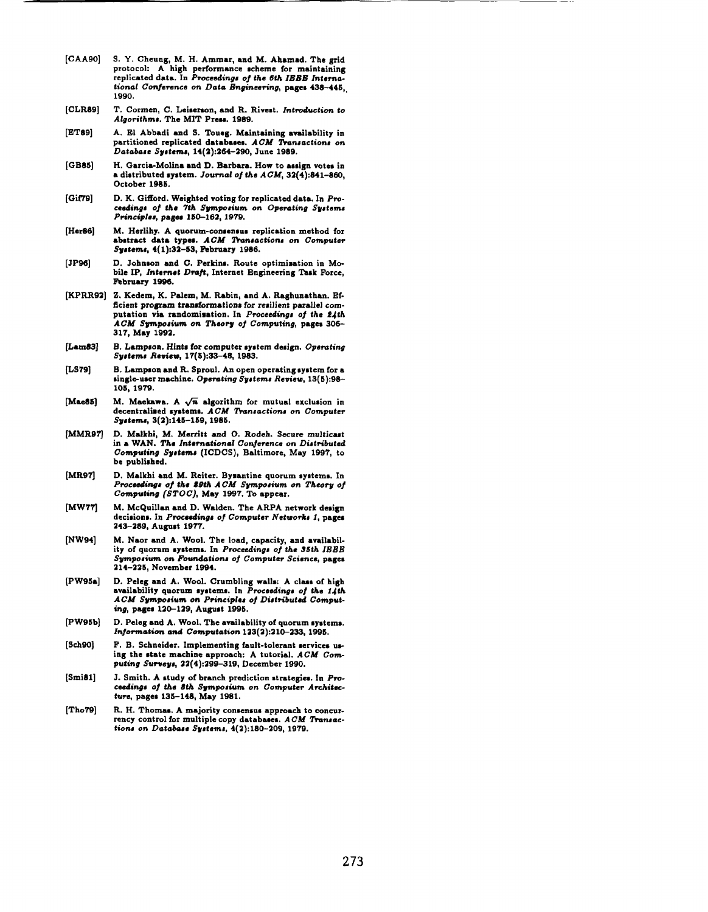[CAA90] S. Y. Cheung, M. H. Ammar, and M. Ahamad. The grid protocol: A high performance scheme for maintaining replicated data. In *Proceedings of the 6th IEEE International Conference on Data Engineering*, pages 438–445, 1990.

[CLR89] T. Cormen, C. Leiserson, and R. Rivest. *Introduction to Algorithms*. The MIT Press. 1989.

[ET89] A. El Abbadi and S. Toueg. Maintaining availability in partitioned replicated databases. *ACM Transactions on Database Systems*, 14(2):264–290, June 1989.

[GB85] H. Garcia-Molina and D. Barbara. How to assign votes in a distributed system. *Journal of the ACM*, 32(4):841–860, October 1985.

[Gif79] D. K. Gifford. Weighted voting for replicated data. In *Proceedings of the 7th Symposium on Operating Systems Principles*, pages 150–162, 1979.

[Her86] M. Herlihy. A quorum-consensus replication method for abstract data types. *ACM Transactions on Computer Systems*, 4(1):32–53, February 1986.

[JP96] D. Johnson and C. Perkins. Route optimization in Mobile IP, *Internet Draft*, Internet Engineering Task Force, February 1996.

[KPRR92] Z. Kedem, K. Palem, M. Rabin, and A. Raghunathan. Efficient program transformations for resilient parallel computation via randomization. In *Proceedings of the 24th ACM Symposium on Theory of Computing*, pages 306–317, May 1992.

[Lam83] B. Lampson. Hints for computer system design. *Operating Systems Review*, 17(5):33–48, 1983.

[LS79] B. Lampson and R. Sproul. An open operating system for a single-user machine. *Operating Systems Review*, 13(5):98–105, 1979.

[Mae85] M. Maekawa. A $\sqrt{n}$ algorithm for mutual exclusion in decentralized systems. *ACM Transactions on Computer Systems*, 3(2):145–159, 1985.

[MMR97] D. Malkhi, M. Merritt and O. Rodeh. Secure multicast in a WAN. *The International Conference on Distributed Computing Systems* (ICDCS), Baltimore, May 1997, to be published.

[MR97] D. Malkhi and M. Reiter. Byzantine quorum systems. In *Proceedings of the 29th ACM Symposium on Theory of Computing (STOC)*, May 1997. To appear.

[MW77] M. McQuillan and D. Walden. The ARPA network design decisions. In *Proceedings of Computer Networks 1*, pages 243–289, August 1977.

[NW94] M. Naor and A. Wool. The load, capacity, and availability of quorum systems. In *Proceedings of the 35th IEEE Symposium on Foundations of Computer Science*, pages 214–225, November 1994.

[PW95a] D. Peleg and A. Wool. Crumbling walls: A class of high availability quorum systems. In *Proceedings of the 14th ACM Symposium on Principles of Distributed Computing*, pages 120–129, August 1995.

[PW95b] D. Peleg and A. Wool. The availability of quorum systems. *Information and Computation* 123(2):210–233, 1995.

[Sch90] F. B. Schneider. Implementing fault-tolerant services using the state machine approach: A tutorial. *ACM Computing Surveys*, 22(4):299–319, December 1990.

[Smi81] J. Smith. A study of branch prediction strategies. In *Proceedings of the 8th Symposium on Computer Architecture*, pages 135–148, May 1981.

[Tho79] R. H. Thomas. A majority consensus approach to concurrency control for multiple copy databases. *ACM Transactions on Database Systems*, 4(2):180–209, 1979.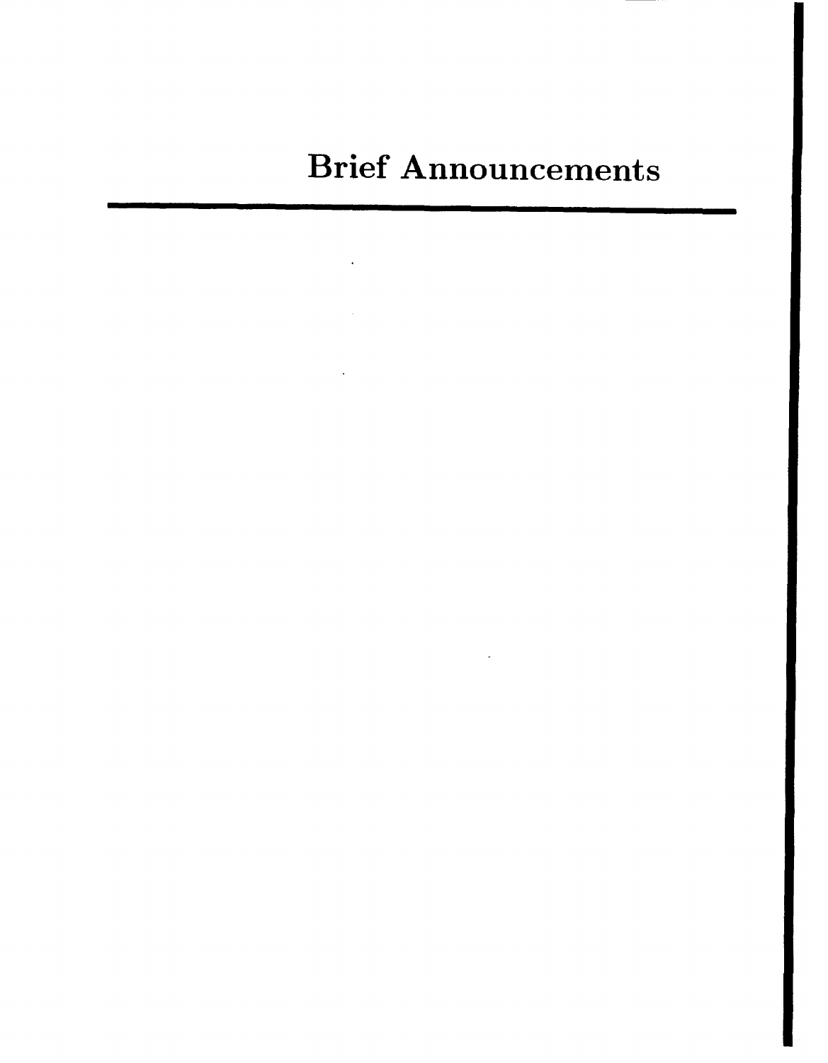# Brief Announcements